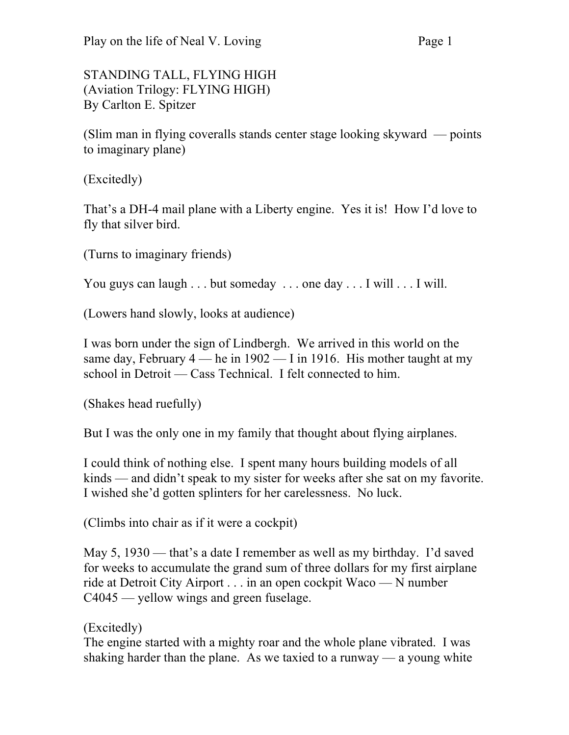STANDING TALL, FLYING HIGH
(Aviation Trilogy: FLYING HIGH)
By Carlton E. Spitzer

(Slim man in flying coveralls stands center stage looking skyward — points to imaginary plane)

(Excitedly)

That's a DH-4 mail plane with a Liberty engine. Yes it is! How I'd love to fly that silver bird.

(Turns to imaginary friends)

You guys can laugh . . . but someday . . . one day . . . I will . . . I will.

(Lowers hand slowly, looks at audience)

I was born under the sign of Lindbergh. We arrived in this world on the same day, February 4 — he in 1902 — I in 1916. His mother taught at my school in Detroit — Cass Technical. I felt connected to him.

(Shakes head ruefully)

But I was the only one in my family that thought about flying airplanes.

I could think of nothing else. I spent many hours building models of all kinds — and didn't speak to my sister for weeks after she sat on my favorite. I wished she'd gotten splinters for her carelessness. No luck.

(Climbs into chair as if it were a cockpit)

May 5, 1930 — that's a date I remember as well as my birthday. I'd saved for weeks to accumulate the grand sum of three dollars for my first airplane ride at Detroit City Airport . . . in an open cockpit Waco — N number C4045 — yellow wings and green fuselage.

(Excitedly)
The engine started with a mighty roar and the whole plane vibrated. I was shaking harder than the plane. As we taxied to a runway — a young white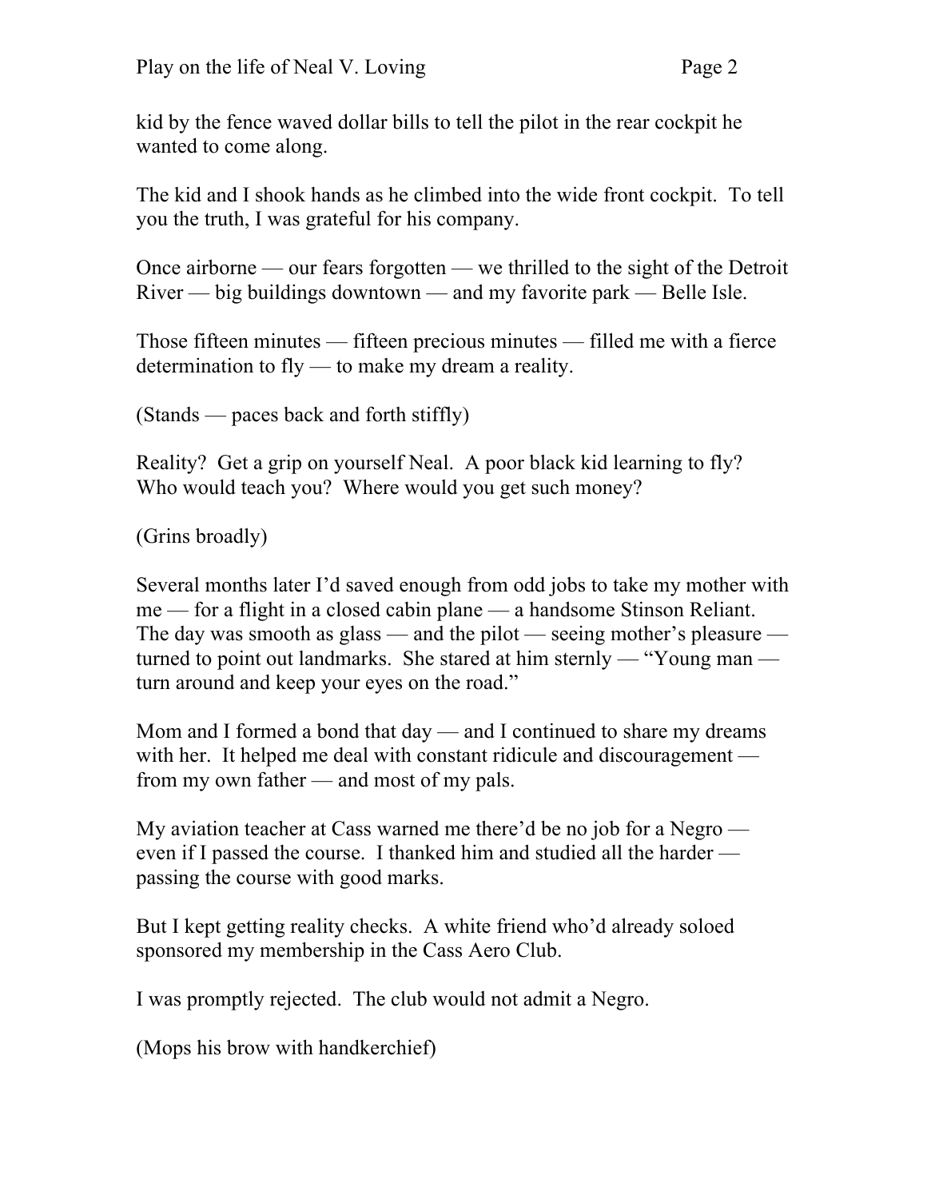kid by the fence waved dollar bills to tell the pilot in the rear cockpit he wanted to come along.

The kid and I shook hands as he climbed into the wide front cockpit. To tell you the truth, I was grateful for his company.

Once airborne — our fears forgotten — we thrilled to the sight of the Detroit River — big buildings downtown — and my favorite park — Belle Isle.

Those fifteen minutes — fifteen precious minutes — filled me with a fierce determination to fly — to make my dream a reality.

(Stands — paces back and forth stiffly)

Reality? Get a grip on yourself Neal. A poor black kid learning to fly? Who would teach you? Where would you get such money?

(Grins broadly)

Several months later I'd saved enough from odd jobs to take my mother with me — for a flight in a closed cabin plane — a handsome Stinson Reliant. The day was smooth as glass — and the pilot — seeing mother's pleasure — turned to point out landmarks. She stared at him sternly — "Young man — turn around and keep your eyes on the road."

Mom and I formed a bond that day — and I continued to share my dreams with her. It helped me deal with constant ridicule and discouragement — from my own father — and most of my pals.

My aviation teacher at Cass warned me there'd be no job for a Negro — even if I passed the course. I thanked him and studied all the harder — passing the course with good marks.

But I kept getting reality checks. A white friend who'd already soloed sponsored my membership in the Cass Aero Club.

I was promptly rejected. The club would not admit a Negro.

(Mops his brow with handkerchief)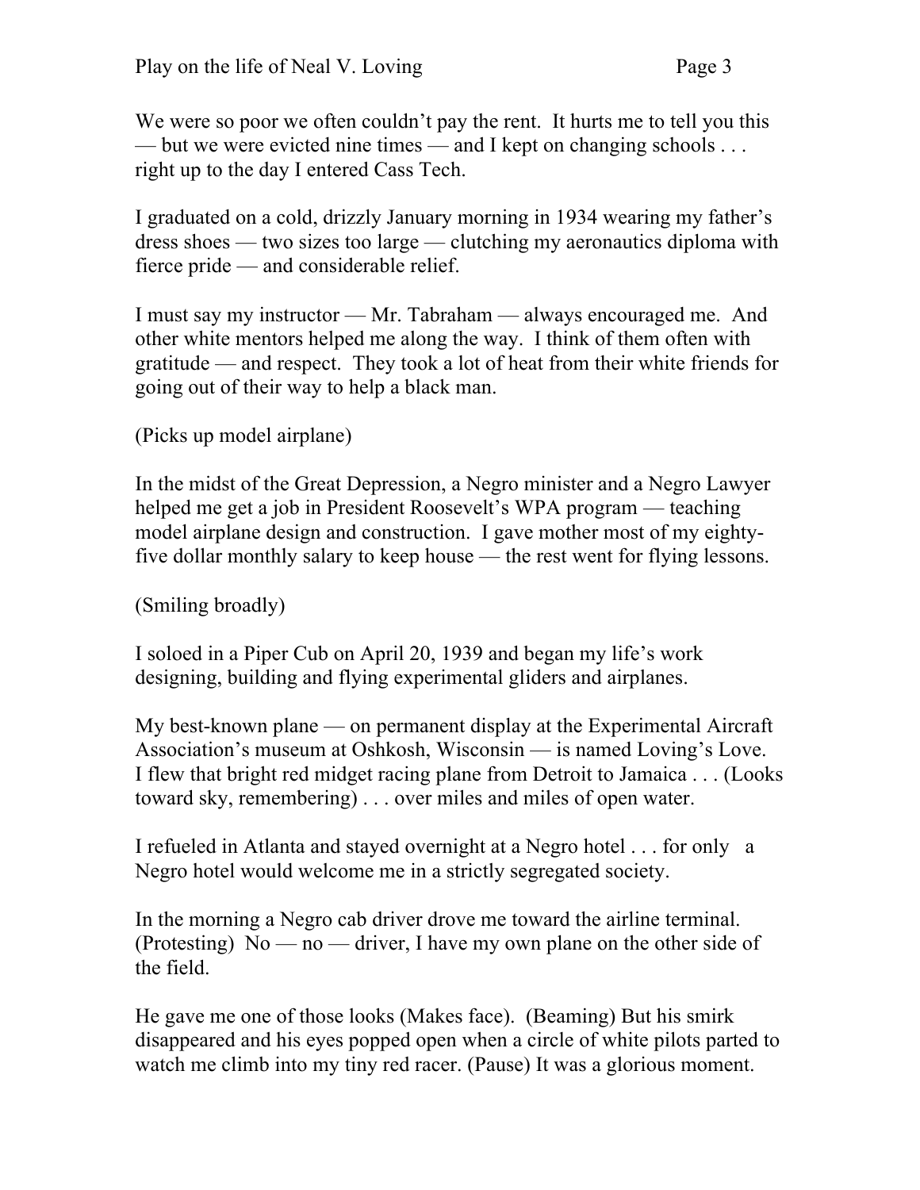We were so poor we often couldn't pay the rent. It hurts me to tell you this — but we were evicted nine times — and I kept on changing schools . . . right up to the day I entered Cass Tech.

I graduated on a cold, drizzly January morning in 1934 wearing my father's dress shoes — two sizes too large — clutching my aeronautics diploma with fierce pride — and considerable relief.

I must say my instructor — Mr. Tabraham — always encouraged me. And other white mentors helped me along the way. I think of them often with gratitude — and respect. They took a lot of heat from their white friends for going out of their way to help a black man.

(Picks up model airplane)

In the midst of the Great Depression, a Negro minister and a Negro Lawyer helped me get a job in President Roosevelt's WPA program — teaching model airplane design and construction. I gave mother most of my eighty-five dollar monthly salary to keep house — the rest went for flying lessons.

(Smiling broadly)

I soloed in a Piper Cub on April 20, 1939 and began my life's work designing, building and flying experimental gliders and airplanes.

My best-known plane — on permanent display at the Experimental Aircraft Association's museum at Oshkosh, Wisconsin — is named Loving's Love. I flew that bright red midget racing plane from Detroit to Jamaica . . . (Looks toward sky, remembering) . . . over miles and miles of open water.

I refueled in Atlanta and stayed overnight at a Negro hotel . . . for only a Negro hotel would welcome me in a strictly segregated society.

In the morning a Negro cab driver drove me toward the airline terminal. (Protesting) No — no — driver, I have my own plane on the other side of the field.

He gave me one of those looks (Makes face). (Beaming) But his smirk disappeared and his eyes popped open when a circle of white pilots parted to watch me climb into my tiny red racer. (Pause) It was a glorious moment.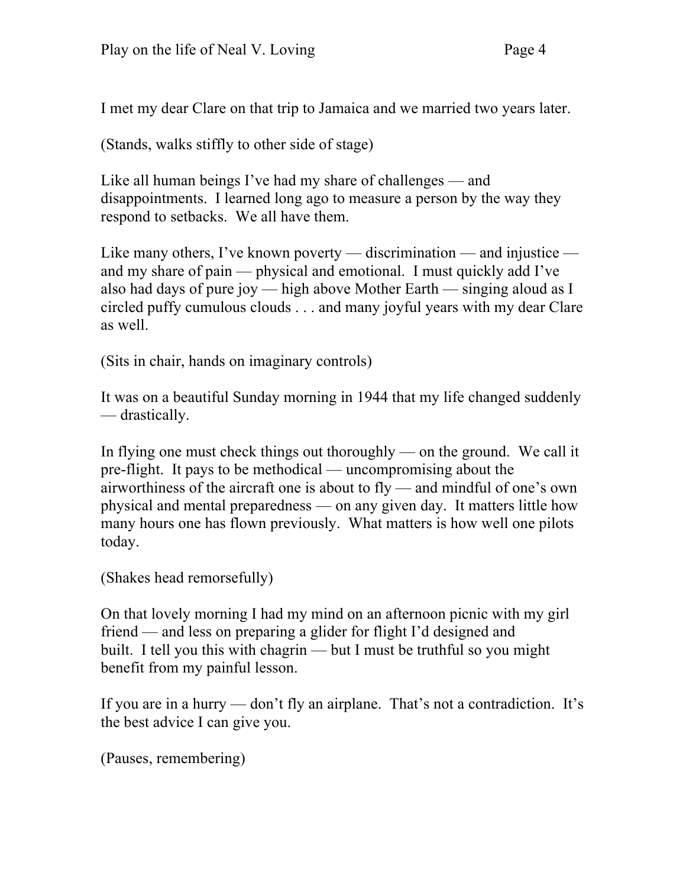I met my dear Clare on that trip to Jamaica and we married two years later.

(Stands, walks stiffly to other side of stage)

Like all human beings I've had my share of challenges — and disappointments. I learned long ago to measure a person by the way they respond to setbacks. We all have them.

Like many others, I've known poverty — discrimination — and injustice — and my share of pain — physical and emotional. I must quickly add I've also had days of pure joy — high above Mother Earth — singing aloud as I circled puffy cumulous clouds . . . and many joyful years with my dear Clare as well.

(Sits in chair, hands on imaginary controls)

It was on a beautiful Sunday morning in 1944 that my life changed suddenly — drastically.

In flying one must check things out thoroughly — on the ground. We call it pre-flight. It pays to be methodical — uncompromising about the airworthiness of the aircraft one is about to fly — and mindful of one's own physical and mental preparedness — on any given day. It matters little how many hours one has flown previously. What matters is how well one pilots today.

(Shakes head remorsefully)

On that lovely morning I had my mind on an afternoon picnic with my girl friend — and less on preparing a glider for flight I'd designed and built. I tell you this with chagrin — but I must be truthful so you might benefit from my painful lesson.

If you are in a hurry — don't fly an airplane. That's not a contradiction. It's the best advice I can give you.

(Pauses, remembering)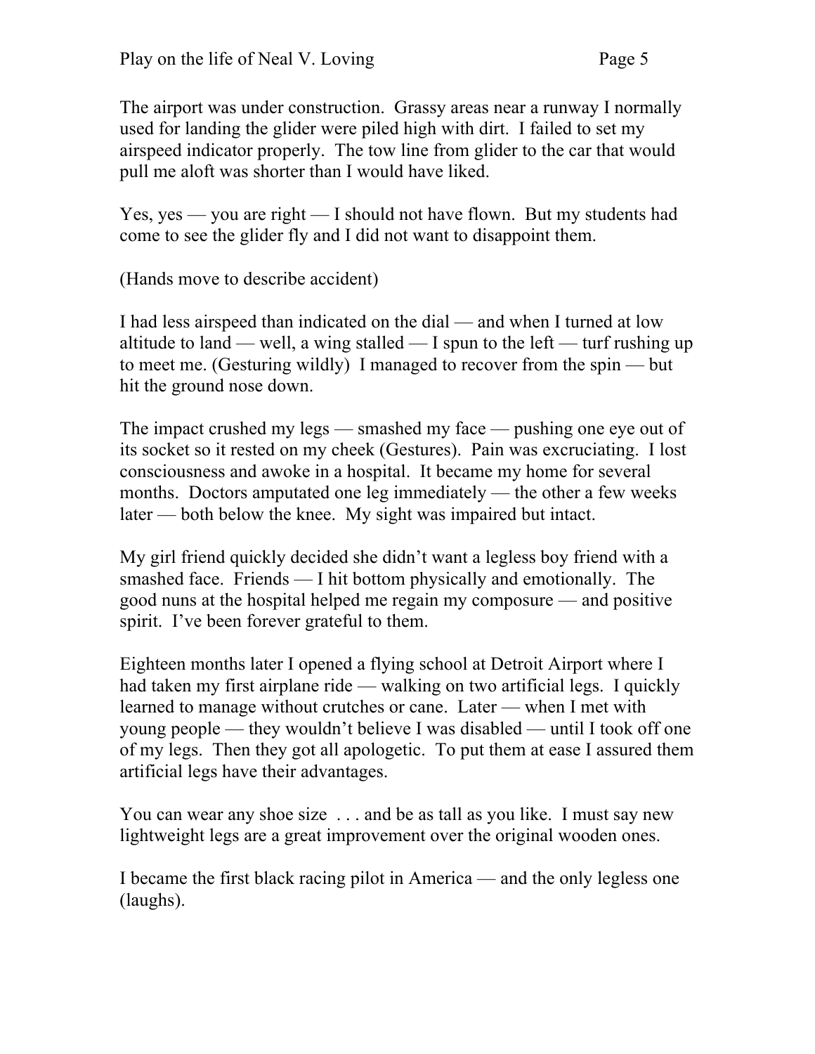The airport was under construction. Grassy areas near a runway I normally used for landing the glider were piled high with dirt. I failed to set my airspeed indicator properly. The tow line from glider to the car that would pull me aloft was shorter than I would have liked.

Yes, yes — you are right — I should not have flown. But my students had come to see the glider fly and I did not want to disappoint them.

(Hands move to describe accident)

I had less airspeed than indicated on the dial — and when I turned at low altitude to land — well, a wing stalled — I spun to the left — turf rushing up to meet me. (Gesturing wildly) I managed to recover from the spin — but hit the ground nose down.

The impact crushed my legs — smashed my face — pushing one eye out of its socket so it rested on my cheek (Gestures). Pain was excruciating. I lost consciousness and awoke in a hospital. It became my home for several months. Doctors amputated one leg immediately — the other a few weeks later — both below the knee. My sight was impaired but intact.

My girl friend quickly decided she didn't want a legless boy friend with a smashed face. Friends — I hit bottom physically and emotionally. The good nuns at the hospital helped me regain my composure — and positive spirit. I've been forever grateful to them.

Eighteen months later I opened a flying school at Detroit Airport where I had taken my first airplane ride — walking on two artificial legs. I quickly learned to manage without crutches or cane. Later — when I met with young people — they wouldn't believe I was disabled — until I took off one of my legs. Then they got all apologetic. To put them at ease I assured them artificial legs have their advantages.

You can wear any shoe size . . . and be as tall as you like. I must say new lightweight legs are a great improvement over the original wooden ones.

I became the first black racing pilot in America — and the only legless one (laughs).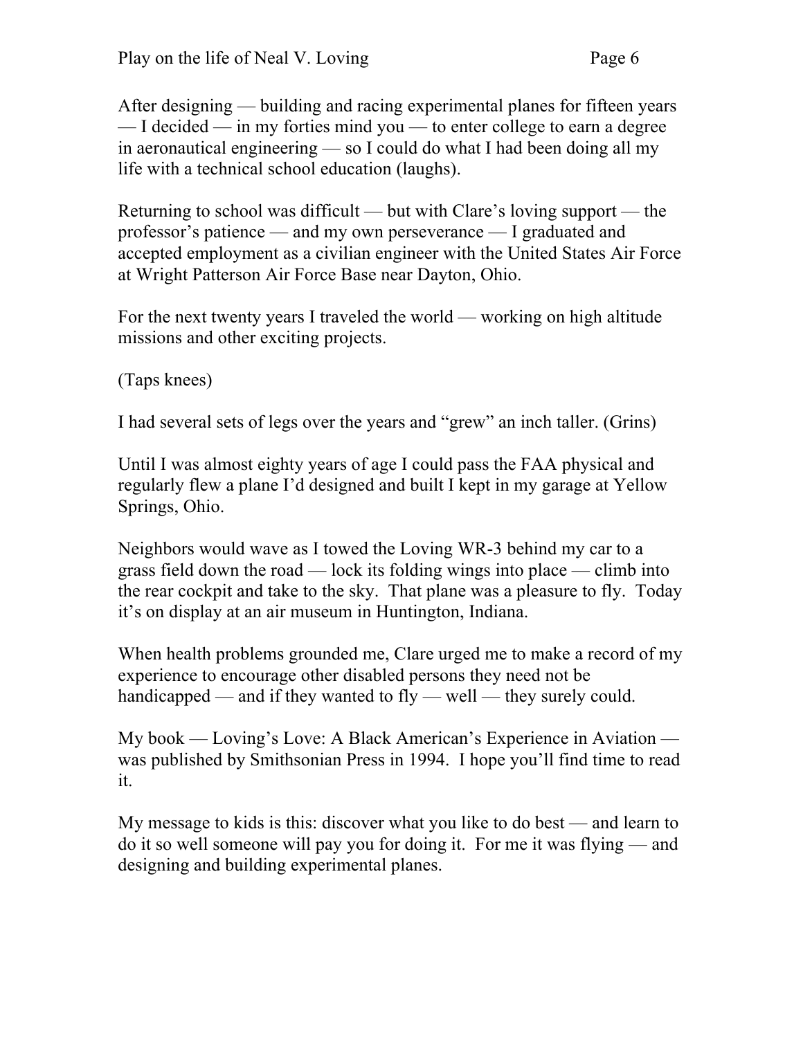After designing — building and racing experimental planes for fifteen years — I decided — in my forties mind you — to enter college to earn a degree in aeronautical engineering — so I could do what I had been doing all my life with a technical school education (laughs).

Returning to school was difficult — but with Clare's loving support — the professor's patience — and my own perseverance — I graduated and accepted employment as a civilian engineer with the United States Air Force at Wright Patterson Air Force Base near Dayton, Ohio.

For the next twenty years I traveled the world — working on high altitude missions and other exciting projects.

(Taps knees)

I had several sets of legs over the years and "grew" an inch taller. (Grins)

Until I was almost eighty years of age I could pass the FAA physical and regularly flew a plane I'd designed and built I kept in my garage at Yellow Springs, Ohio.

Neighbors would wave as I towed the Loving WR-3 behind my car to a grass field down the road — lock its folding wings into place — climb into the rear cockpit and take to the sky. That plane was a pleasure to fly. Today it's on display at an air museum in Huntington, Indiana.

When health problems grounded me, Clare urged me to make a record of my experience to encourage other disabled persons they need not be handicapped — and if they wanted to fly — well — they surely could.

My book — Loving's Love: A Black American's Experience in Aviation — was published by Smithsonian Press in 1994. I hope you'll find time to read it.

My message to kids is this: discover what you like to do best — and learn to do it so well someone will pay you for doing it. For me it was flying — and designing and building experimental planes.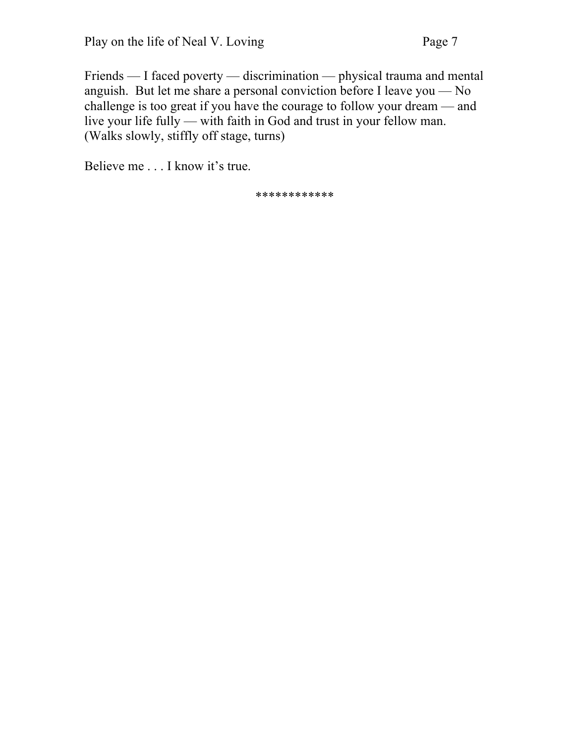Friends — I faced poverty — discrimination — physical trauma and mental anguish. But let me share a personal conviction before I leave you — No challenge is too great if you have the courage to follow your dream — and live your life fully — with faith in God and trust in your fellow man.
(Walks slowly, stiffly off stage, turns)

Believe me . . . I know it's true.

************